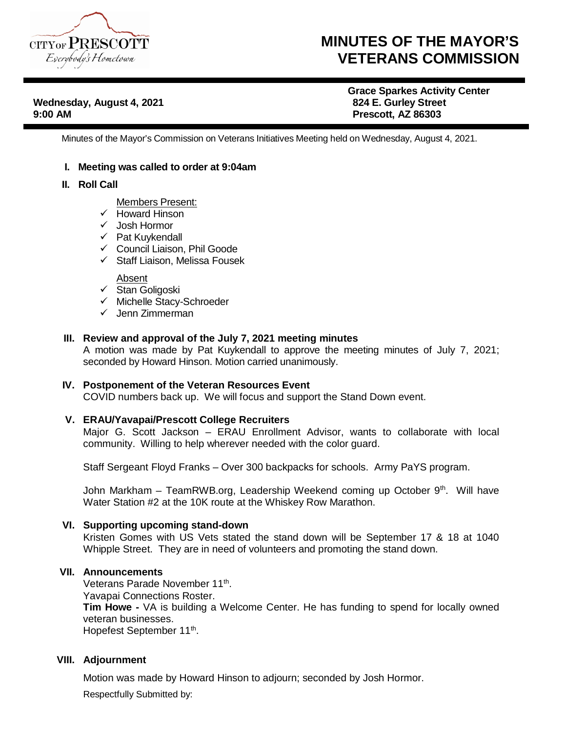CITY OF PRESCOTT
*Everybody's Hometown*

# MINUTES OF THE MAYOR'S VETERANS COMMISSION

**Wednesday, August 4, 2021**
**9:00 AM**

**Grace Sparkes Activity Center**
**824 E. Gurley Street**
**Prescott, AZ 86303**

Minutes of the Mayor's Commission on Veterans Initiatives Meeting held on Wednesday, August 4, 2021.

## I. Meeting was called to order at 9:04am

## II. Roll Call

Members Present:

- ✓ Howard Hinson
- ✓ Josh Hormor
- ✓ Pat Kuykendall
- ✓ Council Liaison, Phil Goode
- ✓ Staff Liaison, Melissa Fousek

Absent

- ✓ Stan Goligoski
- ✓ Michelle Stacy-Schroeder
- ✓ Jenn Zimmerman

## III. Review and approval of the July 7, 2021 meeting minutes

A motion was made by Pat Kuykendall to approve the meeting minutes of July 7, 2021; seconded by Howard Hinson. Motion carried unanimously.

## IV. Postponement of the Veteran Resources Event

COVID numbers back up. We will focus and support the Stand Down event.

## V. ERAU/Yavapai/Prescott College Recruiters

Major G. Scott Jackson – ERAU Enrollment Advisor, wants to collaborate with local community. Willing to help wherever needed with the color guard.

Staff Sergeant Floyd Franks – Over 300 backpacks for schools. Army PaYS program.

John Markham – TeamRWB.org, Leadership Weekend coming up October 9th. Will have Water Station #2 at the 10K route at the Whiskey Row Marathon.

## VI. Supporting upcoming stand-down

Kristen Gomes with US Vets stated the stand down will be September 17 & 18 at 1040 Whipple Street. They are in need of volunteers and promoting the stand down.

## VII. Announcements

Veterans Parade November 11th.
Yavapai Connections Roster.
**Tim Howe -** VA is building a Welcome Center. He has funding to spend for locally owned veteran businesses.
Hopefest September 11th.

## VIII. Adjournment

Motion was made by Howard Hinson to adjourn; seconded by Josh Hormor.

Respectfully Submitted by: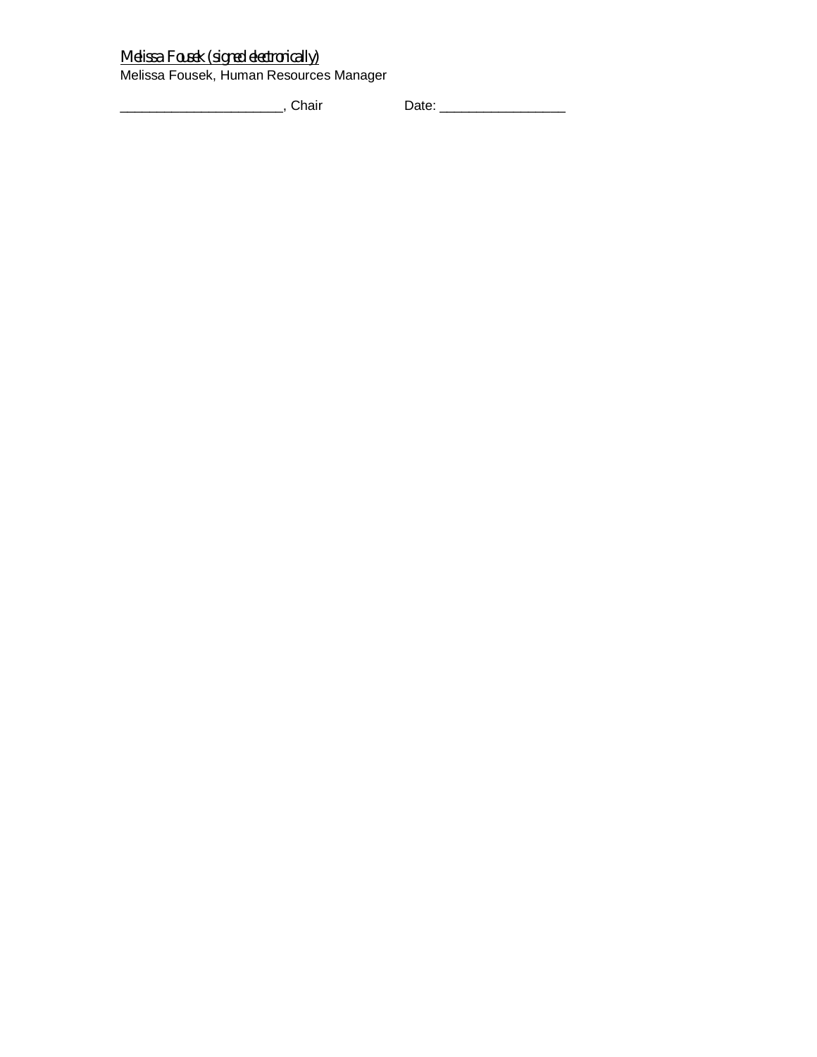Melissa Fousek (signed electronically)
Melissa Fousek, Human Resources Manager

_____________________, Chair Date: ________________